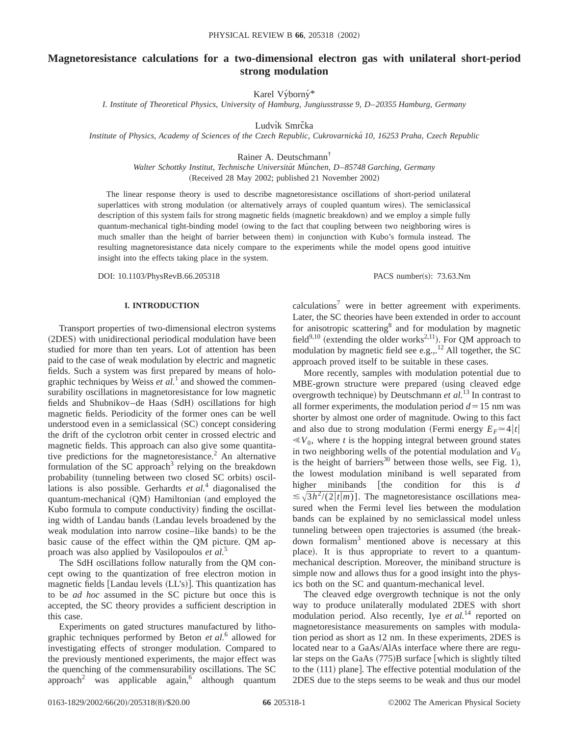# Magnetoresistance calculations for a two-dimensional electron gas with unilateral short-period strong modulation

Karel Výborný*

*I. Institute of Theoretical Physics, University of Hamburg, Jungiusstrasse 9, D–20355 Hamburg, Germany*

Ludvík Smrčka

*Institute of Physics, Academy of Sciences of the Czech Republic, Cukrovarnická 10, 16253 Praha, Czech Republic*

Rainer A. Deutschmann†

*Walter Schottky Institut, Technische Universität München, D–85748 Garching, Germany*

(Received 28 May 2002; published 21 November 2002)

The linear response theory is used to describe magnetoresistance oscillations of short-period unilateral superlattices with strong modulation (or alternatively arrays of coupled quantum wires). The semiclassical description of this system fails for strong magnetic fields (magnetic breakdown) and we employ a simple fully quantum-mechanical tight-binding model (owing to the fact that coupling between two neighboring wires is much smaller than the height of barrier between them) in conjunction with Kubo's formula instead. The resulting magnetoresistance data nicely compare to the experiments while the model opens good intuitive insight into the effects taking place in the system.

DOI: 10.1103/PhysRevB.66.205318 PACS number(s): 73.63.Nm

## I. INTRODUCTION

Transport properties of two-dimensional electron systems (2DES) with unidirectional periodical modulation have been studied for more than ten years. Lot of attention has been paid to the case of weak modulation by electric and magnetic fields. Such a system was first prepared by means of holographic techniques by Weiss *et al.*[1] and showed the commensurability oscillations in magnetoresistance for low magnetic fields and Shubnikov–de Haas (SdH) oscillations for high magnetic fields. Periodicity of the former ones can be well understood even in a semiclassical (SC) concept considering the drift of the cyclotron orbit center in crossed electric and magnetic fields. This approach can also give some quantitative predictions for the magnetoresistance.[2] An alternative formulation of the SC approach[3] relying on the breakdown probability (tunneling between two closed SC orbits) oscillations is also possible. Gerhardts *et al.*[4] diagonalised the quantum-mechanical (QM) Hamiltonian (and employed the Kubo formula to compute conductivity) finding the oscillating width of Landau bands (Landau levels broadened by the weak modulation into narrow cosine–like bands) to be the basic cause of the effect within the QM picture. QM approach was also applied by Vasilopoulos *et al.*[5]

The SdH oscillations follow naturally from the QM concept owing to the quantization of free electron motion in magnetic fields [Landau levels (LL's)]. This quantization has to be *ad hoc* assumed in the SC picture but once this is accepted, the SC theory provides a sufficient description in this case.

Experiments on gated structures manufactured by lithographic techniques performed by Beton *et al.*[6] allowed for investigating effects of stronger modulation. Compared to the previously mentioned experiments, the major effect was the quenching of the commensurability oscillations. The SC approach[2] was applicable again,[6] although quantum calculations[7] were in better agreement with experiments. Later, the SC theories have been extended in order to account for anisotropic scattering[8] and for modulation by magnetic field[9,10] (extending the older works[2,11]). For QM approach to modulation by magnetic field see e.g.,.[12] All together, the SC approach proved itself to be suitable in these cases.

More recently, samples with modulation potential due to MBE-grown structure were prepared (using cleaved edge overgrowth technique) by Deutschmann *et al.*[13] In contrast to all former experiments, the modulation period $d=15$ nm was shorter by almost one order of magnitude. Owing to this fact and also due to strong modulation (Fermi energy $E_F \simeq 4|t| \ll V_0$, where $t$ is the hopping integral between ground states in two neighboring wells of the potential modulation and $V_0$ is the height of barriers[30] between those wells, see Fig. 1), the lowest modulation miniband is well separated from higher minibands [the condition for this is $d \lesssim \sqrt{3h^2/(2|t|m)}$]. The magnetoresistance oscillations measured when the Fermi level lies between the modulation bands can be explained by no semiclassical model unless tunneling between open trajectories is assumed (the breakdown formalism[3] mentioned above is necessary at this place). It is thus appropriate to revert to a quantum-mechanical description. Moreover, the miniband structure is simple now and allows thus for a good insight into the physics both on the SC and quantum-mechanical level.

The cleaved edge overgrowth technique is not the only way to produce unilaterally modulated 2DES with short modulation period. Also recently, Iye *et al.*[14] reported on magnetoresistance measurements on samples with modulation period as short as 12 nm. In these experiments, 2DES is located near to a GaAs/AlAs interface where there are regular steps on the GaAs (775)B surface [which is slightly tilted to the (111) plane]. The effective potential modulation of the 2DES due to the steps seems to be weak and thus our model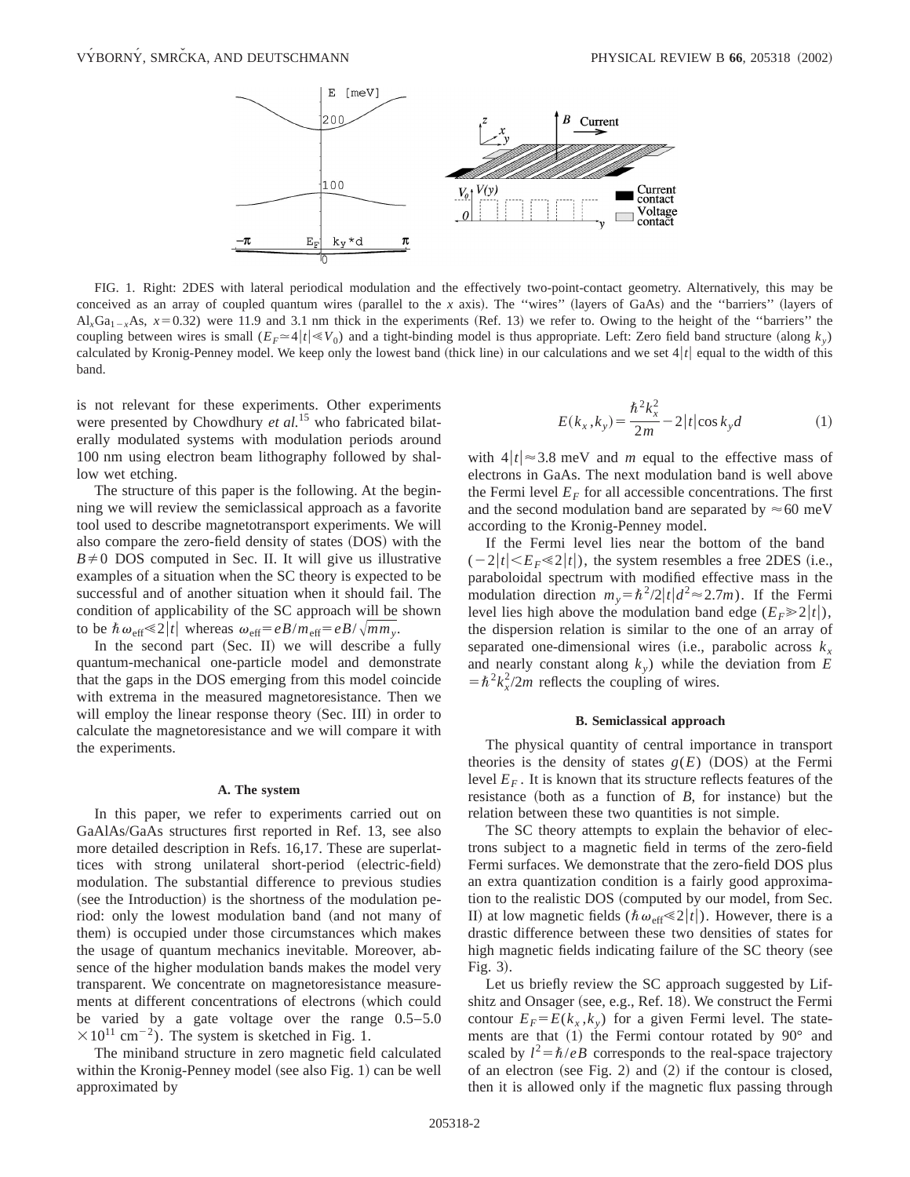FIG. 1. Right: 2DES with lateral periodical modulation and the effectively two-point-contact geometry. Alternatively, this may be conceived as an array of coupled quantum wires (parallel to the $x$ axis). The "wires" (layers of GaAs) and the "barriers" (layers of $Al_xGa_{1-x}As$, $x=0.32$) were 11.9 and 3.1 nm thick in the experiments (Ref. 13) we refer to. Owing to the height of the "barriers" the coupling between wires is small ($E_F \approx 4|t| \ll V_0$) and a tight-binding model is thus appropriate. Left: Zero field band structure (along $k_y$) calculated by Kronig-Penney model. We keep only the lowest band (thick line) in our calculations and we set $4|t|$ equal to the width of this band.

is not relevant for these experiments. Other experiments were presented by Chowdhury *et al.*[15] who fabricated bilaterally modulated systems with modulation periods around 100 nm using electron beam lithography followed by shallow wet etching.

The structure of this paper is the following. At the beginning we will review the semiclassical approach as a favorite tool used to describe magnetotransport experiments. We will also compare the zero-field density of states (DOS) with the $B \neq 0$ DOS computed in Sec. II. It will give us illustrative examples of a situation when the SC theory is expected to be successful and of another situation when it should fail. The condition of applicability of the SC approach will be shown to be $\hbar\omega_{\text{eff}} \ll 2|t|$ whereas $\omega_{\text{eff}} = eB/m_{\text{eff}} = eB/\sqrt{mm_y}$.

In the second part (Sec. II) we will describe a fully quantum-mechanical one-particle model and demonstrate that the gaps in the DOS emerging from this model coincide with extrema in the measured magnetoresistance. Then we will employ the linear response theory (Sec. III) in order to calculate the magnetoresistance and we will compare it with the experiments.

### A. The system

In this paper, we refer to experiments carried out on GaAlAs/GaAs structures first reported in Ref. 13, see also more detailed description in Refs. 16,17. These are superlattices with strong unilateral short-period (electric-field) modulation. The substantial difference to previous studies (see the Introduction) is the shortness of the modulation period: only the lowest modulation band (and not many of them) is occupied under those circumstances which makes the usage of quantum mechanics inevitable. Moreover, absence of the higher modulation bands makes the model very transparent. We concentrate on magnetoresistance measurements at different concentrations of electrons (which could be varied by a gate voltage over the range 0.5–5.0 $\times 10^{11}$ cm$^{-2}$). The system is sketched in Fig. 1.

The miniband structure in zero magnetic field calculated within the Kronig-Penney model (see also Fig. 1) can be well approximated by

$$E(k_x,k_y) = \frac{\hbar^2 k_x^2}{2m} - 2|t|\cos k_y d \tag{1}$$

with $4|t| \approx 3.8$ meV and $m$ equal to the effective mass of electrons in GaAs. The next modulation band is well above the Fermi level $E_F$ for all accessible concentrations. The first and the second modulation band are separated by $\approx 60$ meV according to the Kronig-Penney model.

If the Fermi level lies near the bottom of the band $(-2|t| < E_F \ll 2|t|)$, the system resembles a free 2DES (i.e., paraboloidal spectrum with modified effective mass in the modulation direction $m_y = \hbar^2/2|t|d^2 \approx 2.7m$). If the Fermi level lies high above the modulation band edge ($E_F \gg 2|t|$), the dispersion relation is similar to the one of an array of separated one-dimensional wires (i.e., parabolic across $k_x$ and nearly constant along $k_y$) while the deviation from $E = \hbar^2 k_x^2/2m$ reflects the coupling of wires.

### B. Semiclassical approach

The physical quantity of central importance in transport theories is the density of states $g(E)$ (DOS) at the Fermi level $E_F$. It is known that its structure reflects features of the resistance (both as a function of $B$, for instance) but the relation between these two quantities is not simple.

The SC theory attempts to explain the behavior of electrons subject to a magnetic field in terms of the zero-field Fermi surfaces. We demonstrate that the zero-field DOS plus an extra quantization condition is a fairly good approximation to the realistic DOS (computed by our model, from Sec. II) at low magnetic fields ($\hbar\omega_{\text{eff}} \ll 2|t|$). However, there is a drastic difference between these two densities of states for high magnetic fields indicating failure of the SC theory (see Fig. 3).

Let us briefly review the SC approach suggested by Lifshitz and Onsager (see, e.g., Ref. 18). We construct the Fermi contour $E_F = E(k_x,k_y)$ for a given Fermi level. The statements are that (1) the Fermi contour rotated by 90° and scaled by $l^2 = \hbar/eB$ corresponds to the real-space trajectory of an electron (see Fig. 2) and (2) if the contour is closed, then it is allowed only if the magnetic flux passing through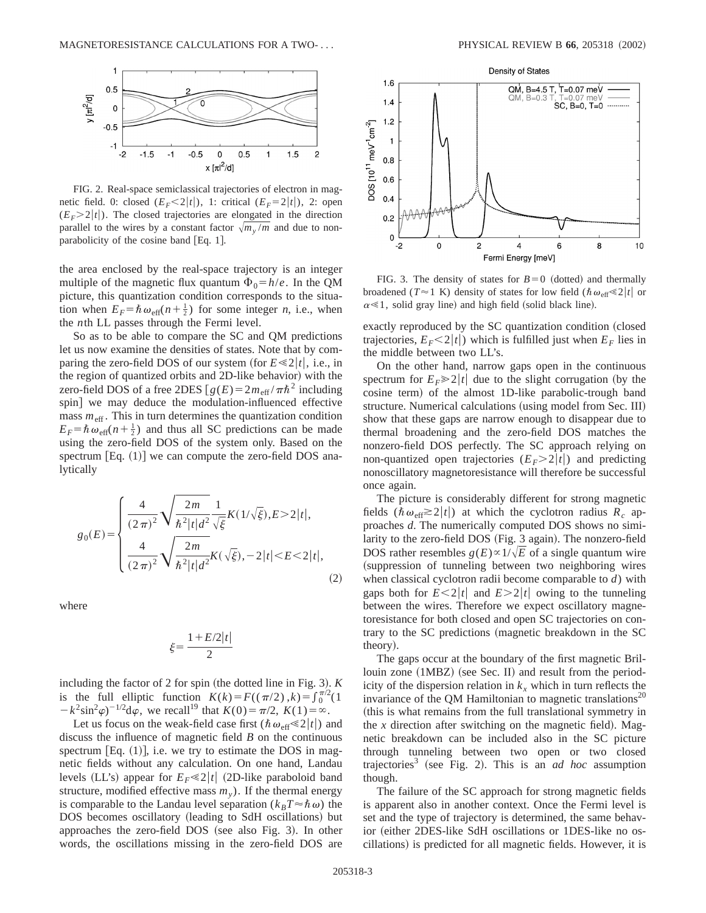FIG. 2. Real-space semiclassical trajectories of electron in magnetic field. 0: closed ($E_F<2|t|$), 1: critical ($E_F=2|t|$), 2: open ($E_F>2|t|$). The closed trajectories are elongated in the direction parallel to the wires by a constant factor $\sqrt{m_y/m}$ and due to non-parabolicity of the cosine band [Eq. 1].

the area enclosed by the real-space trajectory is an integer multiple of the magnetic flux quantum $\Phi_0=h/e$. In the QM picture, this quantization condition corresponds to the situation when $E_F=\hbar\omega_{\rm eff}(n+\frac{1}{2})$ for some integer $n$, i.e., when the $n$th LL passes through the Fermi level.

So as to be able to compare the SC and QM predictions let us now examine the densities of states. Note that by comparing the zero-field DOS of our system (for $E\ll 2|t|$, i.e., in the region of quantized orbits and 2D-like behavior) with the zero-field DOS of a free 2DES [$g(E)=2m_{\rm eff}/\pi\hbar^2$ including spin] we may deduce the modulation-influenced effective mass $m_{\rm eff}$. This in turn determines the quantization condition $E_F=\hbar\omega_{\rm eff}(n+\frac{1}{2})$ and thus all SC predictions can be made using the zero-field DOS of the system only. Based on the spectrum [Eq. (1)] we can compute the zero-field DOS analytically

$$
g_0(E)=\begin{cases}\dfrac{4}{(2\pi)^2}\sqrt{\dfrac{2m}{\hbar^2|t|d^2}}\dfrac{1}{\sqrt{\xi}}K(1/\sqrt{\xi}), E>2|t|,\\[2ex] \dfrac{4}{(2\pi)^2}\sqrt{\dfrac{2m}{\hbar^2|t|d^2}}K(\sqrt{\xi}), -2|t|<E<2|t|,\end{cases}
\tag{2}
$$

where

$$
\xi=\frac{1+E/2|t|}{2}
$$

including the factor of 2 for spin (the dotted line in Fig. 3). $K$ is the full elliptic function $K(k)=F((\pi/2),k)=\int_0^{\pi/2}(1-k^2\sin^2\varphi)^{-1/2}{\rm d}\varphi$, we recall[19] that $K(0)=\pi/2$, $K(1)=\infty$.

Let us focus on the weak-field case first ($\hbar\omega_{\rm eff}\ll 2|t|$) and discuss the influence of magnetic field $B$ on the continuous spectrum [Eq. (1)], i.e. we try to estimate the DOS in magnetic fields without any calculation. On one hand, Landau levels (LL's) appear for $E_F\ll 2|t|$ (2D-like paraboloid band structure, modified effective mass $m_y$). If the thermal energy is comparable to the Landau level separation ($k_BT\approx\hbar\omega$) the DOS becomes oscillatory (leading to SdH oscillations) but approaches the zero-field DOS (see also Fig. 3). In other words, the oscillations missing in the zero-field DOS are exactly reproduced by the SC quantization condition (closed trajectories, $E_F<2|t|$) which is fulfilled just when $E_F$ lies in the middle between two LL's.

FIG. 3. The density of states for $B=0$ (dotted) and thermally broadened ($T\approx 1$ K) density of states for low field ($\hbar\omega_{\rm eff}\ll 2|t|$ or $\alpha\ll 1$, solid gray line) and high field (solid black line).

On the other hand, narrow gaps open in the continuous spectrum for $E_F\gg 2|t|$ due to the slight corrugation (by the cosine term) of the almost 1D-like parabolic-trough band structure. Numerical calculations (using model from Sec. III) show that these gaps are narrow enough to disappear due to thermal broadening and the zero-field DOS matches the nonzero-field DOS perfectly. The SC approach relying on non-quantized open trajectories ($E_F>2|t|$) and predicting nonoscillatory magnetoresistance will therefore be successful once again.

The picture is considerably different for strong magnetic fields ($\hbar\omega_{\rm eff}\gtrsim 2|t|$) at which the cyclotron radius $R_c$ approaches $d$. The numerically computed DOS shows no similarity to the zero-field DOS (Fig. 3 again). The nonzero-field DOS rather resembles $g(E)\propto 1/\sqrt{E}$ of a single quantum wire (suppression of tunneling between two neighboring wires when classical cyclotron radii become comparable to $d$) with gaps both for $E<2|t|$ and $E>2|t|$ owing to the tunneling between the wires. Therefore we expect oscillatory magnetoresistance for both closed and open SC trajectories on contrary to the SC predictions (magnetic breakdown in the SC theory).

The gaps occur at the boundary of the first magnetic Brillouin zone (1MBZ) (see Sec. II) and result from the periodicity of the dispersion relation in $k_x$ which in turn reflects the invariance of the QM Hamiltonian to magnetic translations[20] (this is what remains from the full translational symmetry in the $x$ direction after switching on the magnetic field). Magnetic breakdown can be included also in the SC picture through tunneling between two open or two closed trajectories[3] (see Fig. 2). This is an *ad hoc* assumption though.

The failure of the SC approach for strong magnetic fields is apparent also in another context. Once the Fermi level is set and the type of trajectory is determined, the same behavior (either 2DES-like SdH oscillations or 1DES-like no oscillations) is predicted for all magnetic fields. However, it is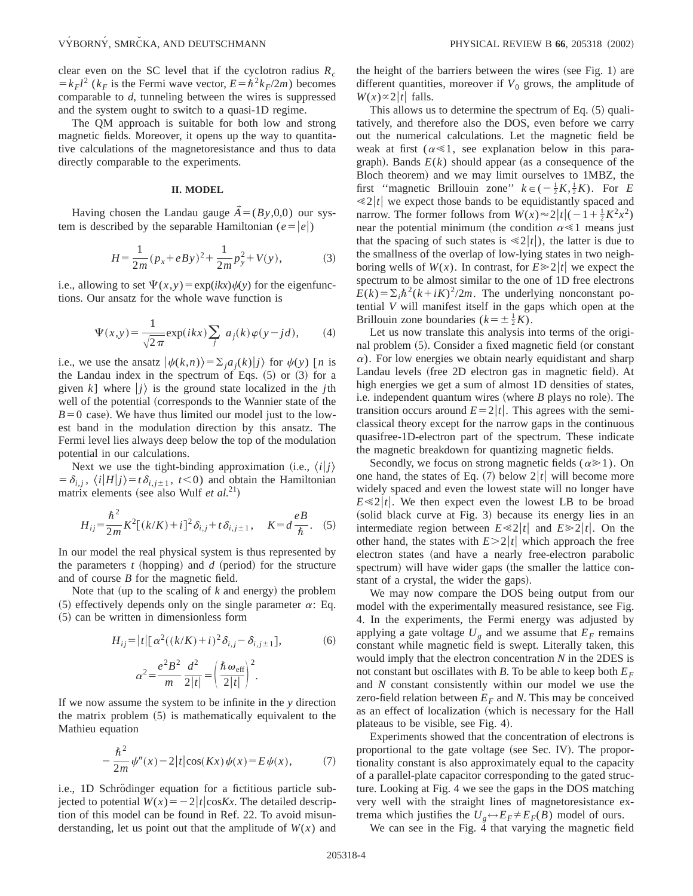clear even on the SC level that if the cyclotron radius $R_c = k_F l^2$ ($k_F$ is the Fermi wave vector, $E = \hbar^2 k_F/2m$) becomes comparable to $d$, tunneling between the wires is suppressed and the system ought to switch to a quasi-1D regime.

The QM approach is suitable for both low and strong magnetic fields. Moreover, it opens up the way to quantitative calculations of the magnetoresistance and thus to data directly comparable to the experiments.

## II. MODEL

Having chosen the Landau gauge $\vec{A} = (By,0,0)$ our system is described by the separable Hamiltonian ($e = |e|$)

$$H = \frac{1}{2m}(p_x + eBy)^2 + \frac{1}{2m}p_y^2 + V(y), \tag{3}$$

i.e., allowing to set $\Psi(x,y) = \exp(ikx)\psi(y)$ for the eigenfunctions. Our ansatz for the whole wave function is

$$\Psi(x,y) = \frac{1}{\sqrt{2\pi}}\exp(ikx)\sum_j a_j(k)\varphi(y - jd), \tag{4}$$

i.e., we use the ansatz $|\psi(k,n)\rangle = \Sigma_j a_j(k)|j\rangle$ for $\psi(y)$ [$n$ is the Landau index in the spectrum of Eqs. (5) or (3) for a given $k$] where $|j\rangle$ is the ground state localized in the $j$th well of the potential (corresponds to the Wannier state of the $B=0$ case). We have thus limited our model just to the lowest band in the modulation direction by this ansatz. The Fermi level lies always deep below the top of the modulation potential in our calculations.

Next we use the tight-binding approximation (i.e., $\langle i|j\rangle = \delta_{i,j}$, $\langle i|H|j\rangle = t\delta_{i,j\pm 1}$, $t<0$) and obtain the Hamiltonian matrix elements (see also Wulf *et al.*[21])

$$H_{ij} = \frac{\hbar^2}{2m}K^2[(k/K) + i]^2\delta_{i,j} + t\delta_{i,j\pm 1}, \quad K = d\frac{eB}{\hbar}. \tag{5}$$

In our model the real physical system is thus represented by the parameters $t$ (hopping) and $d$ (period) for the structure and of course $B$ for the magnetic field.

Note that (up to the scaling of $k$ and energy) the problem (5) effectively depends only on the single parameter $\alpha$: Eq. (5) can be written in dimensionless form

$$H_{ij} = |t|[\alpha^2((k/K) + i)^2\delta_{i,j} - \delta_{i,j\pm 1}], \tag{6}$$

$$\alpha^2 = \frac{e^2B^2}{m}\frac{d^2}{2|t|} = \left(\frac{\hbar\omega_{\mathrm{eff}}}{2|t|}\right)^2.$$

If we now assume the system to be infinite in the $y$ direction the matrix problem (5) is mathematically equivalent to the Mathieu equation

$$-\frac{\hbar^2}{2m}\psi''(x) - 2|t|\cos(Kx)\psi(x) = E\psi(x), \tag{7}$$

i.e., 1D Schrödinger equation for a fictitious particle subjected to potential $W(x) = -2|t|\cos Kx$. The detailed description of this model can be found in Ref. 22. To avoid misunderstanding, let us point out that the amplitude of $W(x)$ and the height of the barriers between the wires (see Fig. 1) are different quantities, moreover if $V_0$ grows, the amplitude of $W(x) \propto 2|t|$ falls.

This allows us to determine the spectrum of Eq. (5) qualitatively, and therefore also the DOS, even before we carry out the numerical calculations. Let the magnetic field be weak at first ($\alpha \ll 1$, see explanation below in this paragraph). Bands $E(k)$ should appear (as a consequence of the Bloch theorem) and we may limit ourselves to 1MBZ, the first "magnetic Brillouin zone" $k \in (-\frac{1}{2}K, \frac{1}{2}K)$. For $E \ll 2|t|$ we expect those bands to be equidistantly spaced and narrow. The former follows from $W(x) \approx 2|t|(-1 + \frac{1}{2}K^2x^2)$ near the potential minimum (the condition $\alpha \ll 1$ means just that the spacing of such states is $\ll 2|t|$), the latter is due to the smallness of the overlap of low-lying states in two neighboring wells of $W(x)$. In contrast, for $E \gg 2|t|$ we expect the spectrum to be almost similar to the one of 1D free electrons $E(k) = \Sigma_i \hbar^2(k + iK)^2/2m$. The underlying nonconstant potential $V$ will manifest itself in the gaps which open at the Brillouin zone boundaries ($k = \pm\frac{1}{2}K$).

Let us now translate this analysis into terms of the original problem (5). Consider a fixed magnetic field (or constant $\alpha$). For low energies we obtain nearly equidistant and sharp Landau levels (free 2D electron gas in magnetic field). At high energies we get a sum of almost 1D densities of states, i.e. independent quantum wires (where $B$ plays no role). The transition occurs around $E = 2|t|$. This agrees with the semiclassical theory except for the narrow gaps in the continuous quasifree-1D-electron part of the spectrum. These indicate the magnetic breakdown for quantizing magnetic fields.

Secondly, we focus on strong magnetic fields ($\alpha \gg 1$). On one hand, the states of Eq. (7) below $2|t|$ will become more widely spaced and even the lowest state will no longer have $E \ll 2|t|$. We then expect even the lowest LB to be broad (solid black curve at Fig. 3) because its energy lies in an intermediate region between $E \ll 2|t|$ and $E \gg 2|t|$. On the other hand, the states with $E > 2|t|$ which approach the free electron states (and have a nearly free-electron parabolic spectrum) will have wider gaps (the smaller the lattice constant of a crystal, the wider the gaps).

We may now compare the DOS being output from our model with the experimentally measured resistance, see Fig. 4. In the experiments, the Fermi energy was adjusted by applying a gate voltage $U_g$ and we assume that $E_F$ remains constant while magnetic field is swept. Literally taken, this would imply that the electron concentration $N$ in the 2DES is not constant but oscillates with $B$. To be able to keep both $E_F$ and $N$ constant consistently within our model we use the zero-field relation between $E_F$ and $N$. This may be conceived as an effect of localization (which is necessary for the Hall plateaus to be visible, see Fig. 4).

Experiments showed that the concentration of electrons is proportional to the gate voltage (see Sec. IV). The proportionality constant is also approximately equal to the capacity of a parallel-plate capacitor corresponding to the gated structure. Looking at Fig. 4 we see the gaps in the DOS matching very well with the straight lines of magnetoresistance extrema which justifies the $U_g \leftrightarrow E_F \neq E_F(B)$ model of ours.

We can see in the Fig. 4 that varying the magnetic field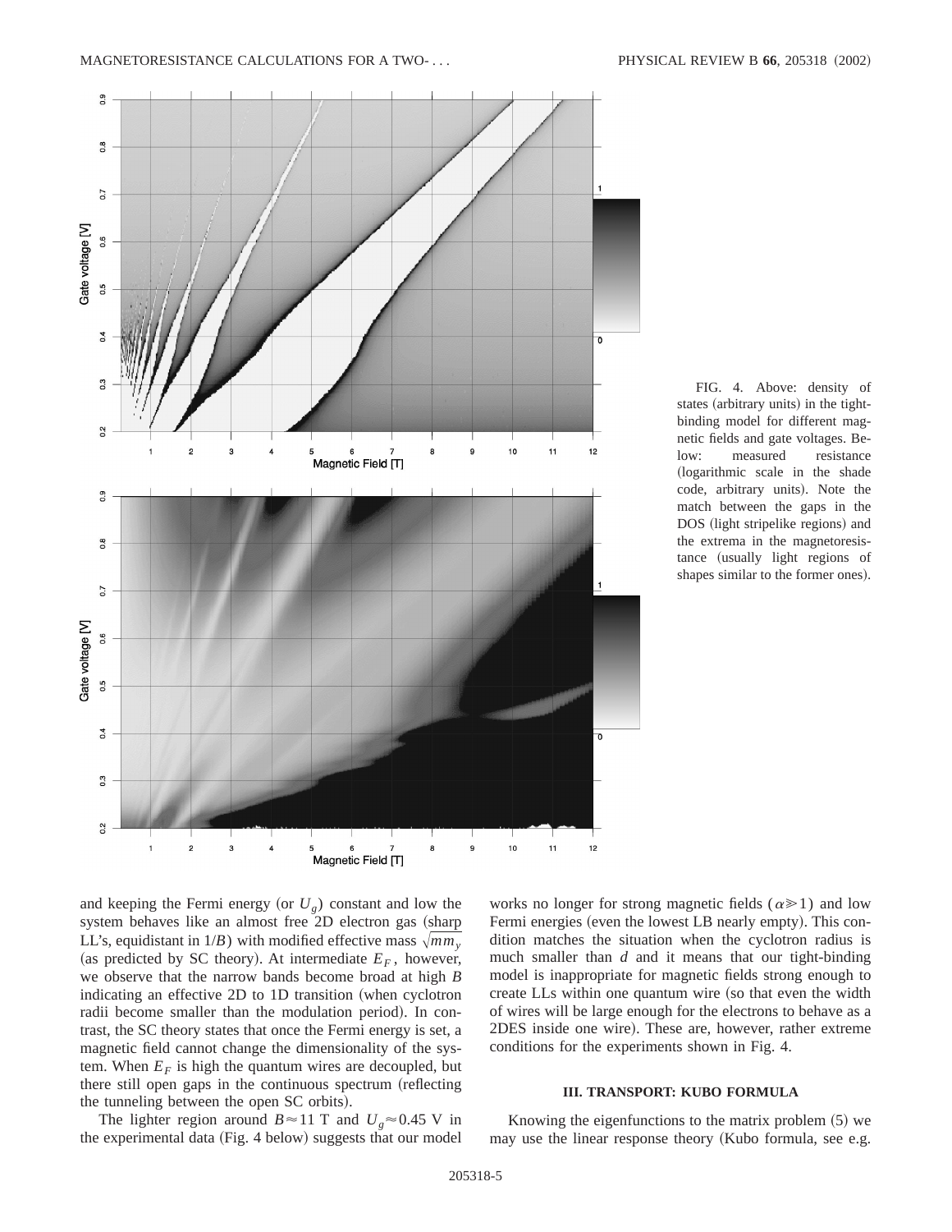FIG. 4. Above: density of states (arbitrary units) in the tight-binding model for different magnetic fields and gate voltages. Below: measured resistance (logarithmic scale in the shade code, arbitrary units). Note the match between the gaps in the DOS (light stripelike regions) and the extrema in the magnetoresistance (usually light regions of shapes similar to the former ones).

and keeping the Fermi energy (or $U_g$) constant and low the system behaves like an almost free 2D electron gas (sharp LL's, equidistant in $1/B$) with modified effective mass $\sqrt{mm_y}$ (as predicted by SC theory). At intermediate $E_F$, however, we observe that the narrow bands become broad at high $B$ indicating an effective 2D to 1D transition (when cyclotron radii become smaller than the modulation period). In contrast, the SC theory states that once the Fermi energy is set, a magnetic field cannot change the dimensionality of the system. When $E_F$ is high the quantum wires are decoupled, but there still open gaps in the continuous spectrum (reflecting the tunneling between the open SC orbits).

The lighter region around $B \approx 11$ T and $U_g \approx 0.45$ V in the experimental data (Fig. 4 below) suggests that our model works no longer for strong magnetic fields ($\alpha \gg 1$) and low Fermi energies (even the lowest LB nearly empty). This condition matches the situation when the cyclotron radius is much smaller than $d$ and it means that our tight-binding model is inappropriate for magnetic fields strong enough to create LLs within one quantum wire (so that even the width of wires will be large enough for the electrons to behave as a 2DES inside one wire). These are, however, rather extreme conditions for the experiments shown in Fig. 4.

## III. TRANSPORT: KUBO FORMULA

Knowing the eigenfunctions to the matrix problem (5) we may use the linear response theory (Kubo formula, see e.g.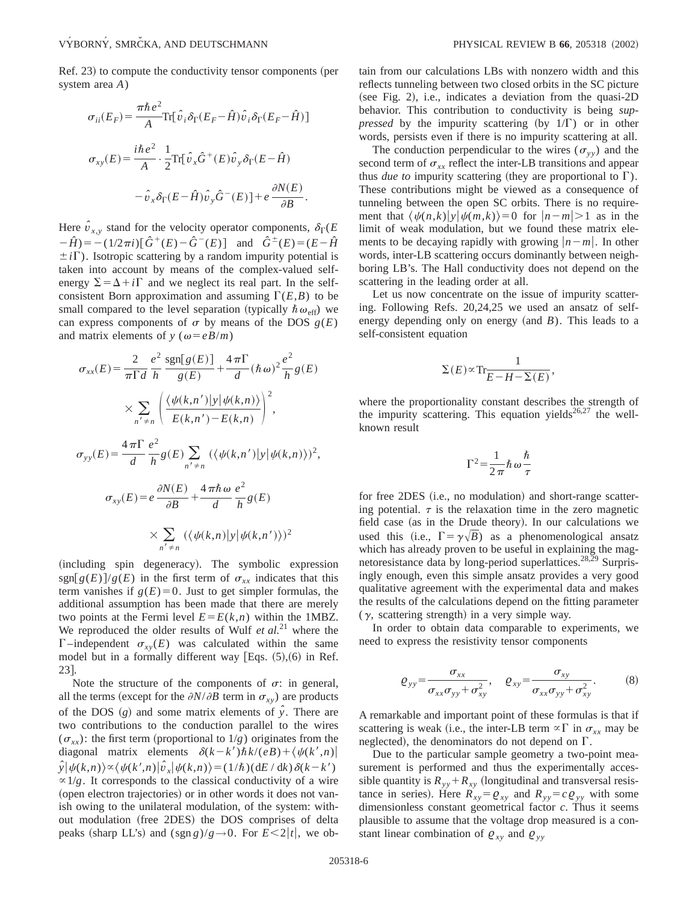Ref. 23) to compute the conductivity tensor components (per system area $A$)

$$\sigma_{ii}(E_F) = \frac{\pi\hbar e^2}{A}\mathrm{Tr}[\hat{v}_i \delta_\Gamma(E_F - \hat{H})\hat{v}_i \delta_\Gamma(E_F - \hat{H})]$$

$$\sigma_{xy}(E) = \frac{i\hbar e^2}{A}\cdot\frac{1}{2}\mathrm{Tr}[\hat{v}_x \hat{G}^+(E)\hat{v}_y \delta_\Gamma(E-\hat{H}) - \hat{v}_x \delta_\Gamma(E-\hat{H})\hat{v}_y \hat{G}^-(E)] + e\frac{\partial N(E)}{\partial B}.$$

Here $\hat{v}_{x,y}$ stand for the velocity operator components, $\delta_\Gamma(E-\hat{H}) = -(1/2\pi i)[\hat{G}^+(E) - \hat{G}^-(E)]$ and $\hat{G}^\pm(E) = (E - \hat{H} \pm i\Gamma)$. Isotropic scattering by a random impurity potential is taken into account by means of the complex-valued self-energy $\Sigma = \Delta + i\Gamma$ and we neglect its real part. In the self-consistent Born approximation and assuming $\Gamma(E,B)$ to be small compared to the level separation (typically $\hbar\omega_{\mathrm{eff}}$) we can express components of $\sigma$ by means of the DOS $g(E)$ and matrix elements of $y$ ($\omega = eB/m$)

$$\sigma_{xx}(E) = \frac{2}{\pi\Gamma d}\frac{e^2}{h}\frac{\mathrm{sgn}[g(E)]}{g(E)} + \frac{4\pi\Gamma}{d}(\hbar\omega)^2\frac{e^2}{h}g(E) \times \sum_{n'\neq n}\left(\frac{\langle\psi(k,n')|y|\psi(k,n)\rangle}{E(k,n') - E(k,n)}\right)^2,$$

$$\sigma_{yy}(E) = \frac{4\pi\Gamma}{d}\frac{e^2}{h}g(E)\sum_{n'\neq n}(\langle\psi(k,n')|y|\psi(k,n)\rangle)^2,$$

$$\sigma_{xy}(E) = e\frac{\partial N(E)}{\partial B} + \frac{4\pi\hbar\omega}{d}\frac{e^2}{h}g(E) \times \sum_{n'\neq n}(\langle\psi(k,n)|y|\psi(k,n')\rangle)^2$$

(including spin degeneracy). The symbolic expression $\mathrm{sgn}[g(E)]/g(E)$ in the first term of $\sigma_{xx}$ indicates that this term vanishes if $g(E)=0$. Just to get simpler formulas, the additional assumption has been made that there are merely two points at the Fermi level $E = E(k,n)$ within the 1MBZ. We reproduced the older results of Wulf *et al.*[21] where the $\Gamma$–independent $\sigma_{xy}(E)$ was calculated within the same model but in a formally different way [Eqs. (5),(6) in Ref. 23].

Note the structure of the components of $\sigma$: in general, all the terms (except for the $\partial N/\partial B$ term in $\sigma_{xy}$) are products of the DOS ($g$) and some matrix elements of $\hat{y}$. There are two contributions to the conduction parallel to the wires ($\sigma_{xx}$): the first term (proportional to $1/g$) originates from the diagonal matrix elements $\delta(k-k')\hbar k/(eB) + \langle\psi(k',n)|\hat{y}|\psi(k,n)\rangle \propto \langle\psi(k',n)|\hat{v}_x|\psi(k,n)\rangle = (1/\hbar)(\mathrm{d}E/\mathrm{d}k)\delta(k-k') \propto 1/g$. It corresponds to the classical conductivity of a wire (open electron trajectories) or in other words it does not vanish owing to the unilateral modulation, of the system: without modulation (free 2DES) the DOS comprises of delta peaks (sharp LL's) and $(\mathrm{sgn}\, g)/g \to 0$. For $E < 2|t|$, we obtain from our calculations LBs with nonzero width and this reflects tunneling between two closed orbits in the SC picture (see Fig. 2), i.e., indicates a deviation from the quasi-2D behavior. This contribution to conductivity is being *suppressed* by the impurity scattering (by $1/\Gamma$) or in other words, persists even if there is no impurity scattering at all.

The conduction perpendicular to the wires ($\sigma_{yy}$) and the second term of $\sigma_{xx}$ reflect the inter-LB transitions and appear thus *due to* impurity scattering (they are proportional to $\Gamma$). These contributions might be viewed as a consequence of tunneling between the open SC orbits. There is no requirement that $\langle\psi(n,k)|y|\psi(m,k)\rangle = 0$ for $|n-m|>1$ as in the limit of weak modulation, but we found these matrix elements to be decaying rapidly with growing $|n-m|$. In other words, inter-LB scattering occurs dominantly between neighboring LB's. The Hall conductivity does not depend on the scattering in the leading order at all.

Let us now concentrate on the issue of impurity scattering. Following Refs. 20,24,25 we used an ansatz of self-energy depending only on energy (and $B$). This leads to a self-consistent equation

$$\Sigma(E) \propto \mathrm{Tr}\frac{1}{E - H - \Sigma(E)},$$

where the proportionality constant describes the strength of the impurity scattering. This equation yields[26,27] the well-known result

$$\Gamma^2 = \frac{1}{2\pi}\hbar\omega\frac{\hbar}{\tau}$$

for free 2DES (i.e., no modulation) and short-range scattering potential. $\tau$ is the relaxation time in the zero magnetic field case (as in the Drude theory). In our calculations we used this (i.e., $\Gamma = \gamma\sqrt{B}$) as a phenomenological ansatz which has already proven to be useful in explaining the magnetoresistance data by long-period superlattices.[28,29] Surprisingly enough, even this simple ansatz provides a very good qualitative agreement with the experimental data and makes the results of the calculations depend on the fitting parameter ($\gamma$, scattering strength) in a very simple way.

In order to obtain data comparable to experiments, we need to express the resistivity tensor components

$$\varrho_{yy} = \frac{\sigma_{xx}}{\sigma_{xx}\sigma_{yy} + \sigma_{xy}^2}, \quad \varrho_{xy} = \frac{\sigma_{xy}}{\sigma_{xx}\sigma_{yy} + \sigma_{xy}^2}. \tag{8}$$

A remarkable and important point of these formulas is that if scattering is weak (i.e., the inter-LB term $\propto\Gamma$ in $\sigma_{xx}$ may be neglected), the denominators do not depend on $\Gamma$.

Due to the particular sample geometry a two-point measurement is performed and thus the experimentally accessible quantity is $R_{yy} + R_{xy}$ (longitudinal and transversal resistance in series). Here $R_{xy} = \varrho_{xy}$ and $R_{yy} = c\varrho_{yy}$ with some dimensionless constant geometrical factor $c$. Thus it seems plausible to assume that the voltage drop measured is a constant linear combination of $\varrho_{xy}$ and $\varrho_{yy}$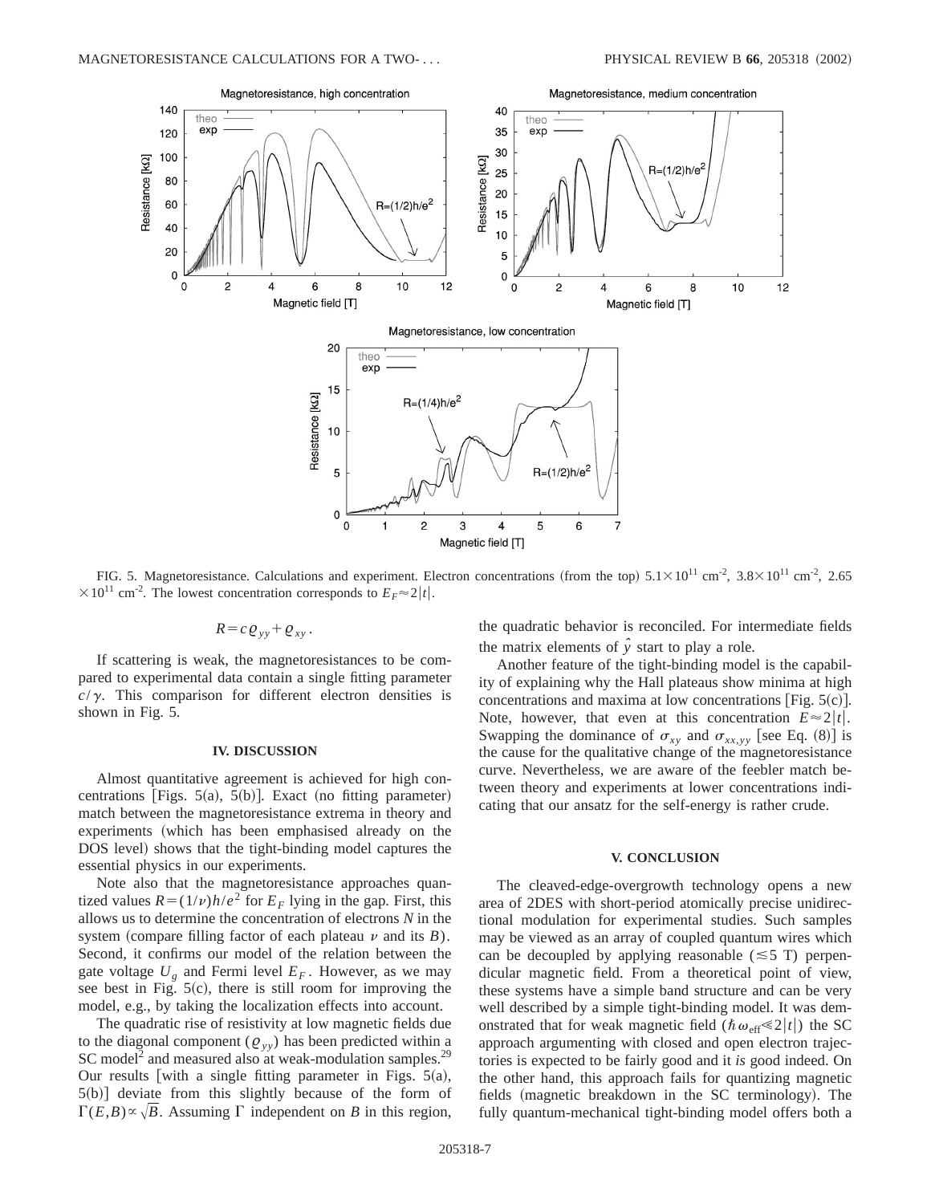FIG. 5. Magnetoresistance. Calculations and experiment. Electron concentrations (from the top) $5.1\times10^{11}$ cm$^{-2}$, $3.8\times10^{11}$ cm$^{-2}$, $2.65\times10^{11}$ cm$^{-2}$. The lowest concentration corresponds to $E_F\approx 2|t|$.

$$R = c\varrho_{yy} + \varrho_{xy}.$$

If scattering is weak, the magnetoresistances to be compared to experimental data contain a single fitting parameter $c/\gamma$. This comparison for different electron densities is shown in Fig. 5.

## IV. DISCUSSION

Almost quantitative agreement is achieved for high concentrations [Figs. 5(a), 5(b)]. Exact (no fitting parameter) match between the magnetoresistance extrema in theory and experiments (which has been emphasised already on the DOS level) shows that the tight-binding model captures the essential physics in our experiments.

Note also that the magnetoresistance approaches quantized values $R=(1/\nu)h/e^2$ for $E_F$ lying in the gap. First, this allows us to determine the concentration of electrons $N$ in the system (compare filling factor of each plateau $\nu$ and its $B$). Second, it confirms our model of the relation between the gate voltage $U_g$ and Fermi level $E_F$. However, as we may see best in Fig. 5(c), there is still room for improving the model, e.g., by taking the localization effects into account.

The quadratic rise of resistivity at low magnetic fields due to the diagonal component ($\varrho_{yy}$) has been predicted within a SC model[2] and measured also at weak-modulation samples.[29] Our results [with a single fitting parameter in Figs. 5(a), 5(b)] deviate from this slightly because of the form of $\Gamma(E,B)\propto\sqrt{B}$. Assuming $\Gamma$ independent on $B$ in this region, the quadratic behavior is reconciled. For intermediate fields the matrix elements of $\hat{y}$ start to play a role.

Another feature of the tight-binding model is the capability of explaining why the Hall plateaus show minima at high concentrations and maxima at low concentrations [Fig. 5(c)]. Note, however, that even at this concentration $E\approx 2|t|$. Swapping the dominance of $\sigma_{xy}$ and $\sigma_{xx,yy}$ [see Eq. (8)] is the cause for the qualitative change of the magnetoresistance curve. Nevertheless, we are aware of the feebler match between theory and experiments at lower concentrations indicating that our ansatz for the self-energy is rather crude.

## V. CONCLUSION

The cleaved-edge-overgrowth technology opens a new area of 2DES with short-period atomically precise unidirectional modulation for experimental studies. Such samples may be viewed as an array of coupled quantum wires which can be decoupled by applying reasonable ($\lesssim 5$ T) perpendicular magnetic field. From a theoretical point of view, these systems have a simple band structure and can be very well described by a simple tight-binding model. It was demonstrated that for weak magnetic field ($\hbar\omega_{\mathrm{eff}}\ll 2|t|$) the SC approach argumenting with closed and open electron trajectories is expected to be fairly good and it *is* good indeed. On the other hand, this approach fails for quantizing magnetic fields (magnetic breakdown in the SC terminology). The fully quantum-mechanical tight-binding model offers both a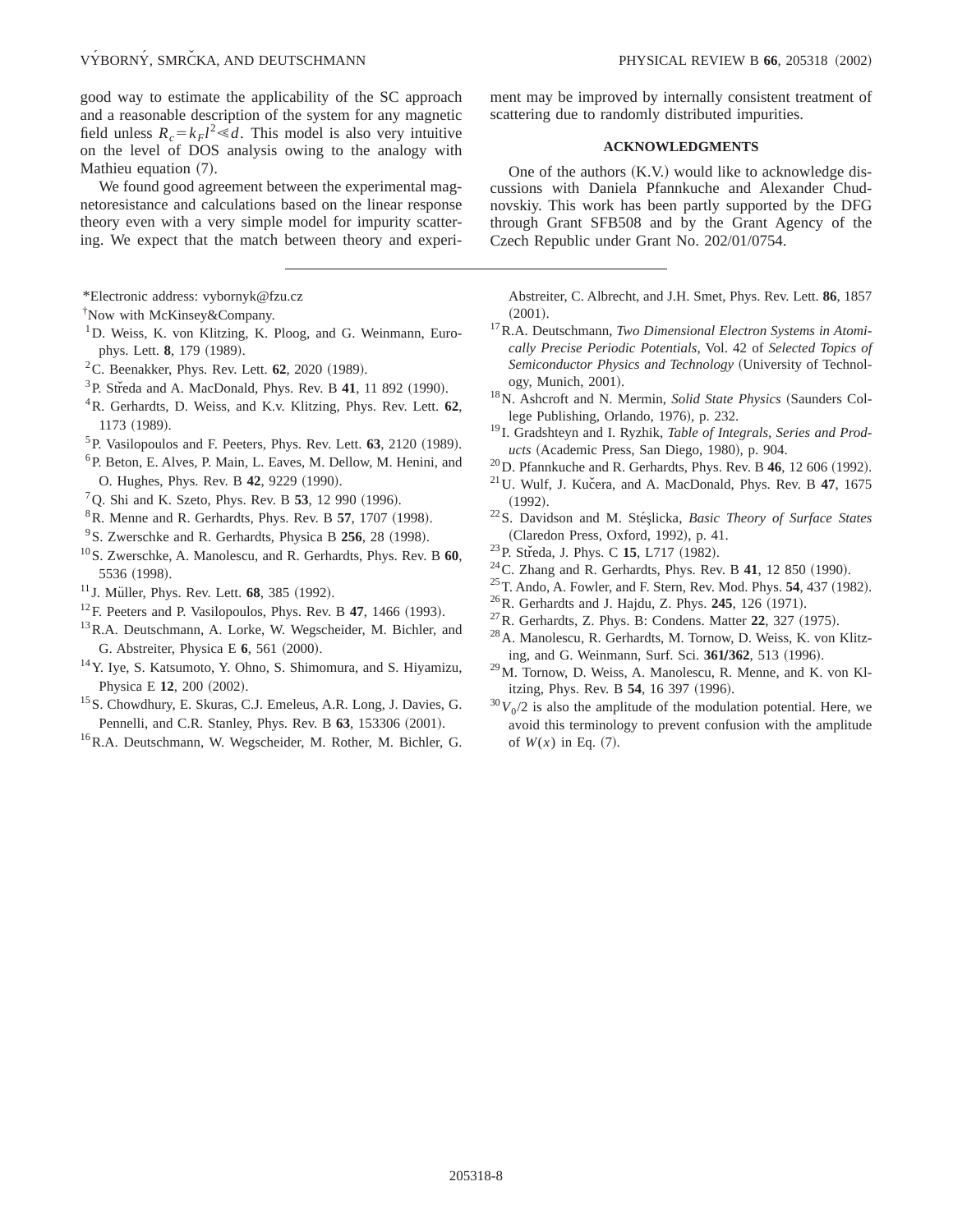good way to estimate the applicability of the SC approach and a reasonable description of the system for any magnetic field unless $R_c = k_F l^2 \ll d$. This model is also very intuitive on the level of DOS analysis owing to the analogy with Mathieu equation (7).

We found good agreement between the experimental magnetoresistance and calculations based on the linear response theory even with a very simple model for impurity scattering. We expect that the match between theory and experiment may be improved by internally consistent treatment of scattering due to randomly distributed impurities.

## ACKNOWLEDGMENTS

One of the authors (K.V.) would like to acknowledge discussions with Daniela Pfannkuche and Alexander Chudnovskiy. This work has been partly supported by the DFG through Grant SFB508 and by the Grant Agency of the Czech Republic under Grant No. 202/01/0754.

---

*Electronic address: vybornyk@fzu.cz

†Now with McKinsey&Company.

[1] D. Weiss, K. von Klitzing, K. Ploog, and G. Weinmann, Europhys. Lett. **8**, 179 (1989).

[2] C. Beenakker, Phys. Rev. Lett. **62**, 2020 (1989).

[3] P. Středa and A. MacDonald, Phys. Rev. B **41**, 11 892 (1990).

[4] R. Gerhardts, D. Weiss, and K.v. Klitzing, Phys. Rev. Lett. **62**, 1173 (1989).

[5] P. Vasilopoulos and F. Peeters, Phys. Rev. Lett. **63**, 2120 (1989).

[6] P. Beton, E. Alves, P. Main, L. Eaves, M. Dellow, M. Henini, and O. Hughes, Phys. Rev. B **42**, 9229 (1990).

[7] Q. Shi and K. Szeto, Phys. Rev. B **53**, 12 990 (1996).

[8] R. Menne and R. Gerhardts, Phys. Rev. B **57**, 1707 (1998).

[9] S. Zwerschke and R. Gerhardts, Physica B **256**, 28 (1998).

[10] S. Zwerschke, A. Manolescu, and R. Gerhardts, Phys. Rev. B **60**, 5536 (1998).

[11] J. Müller, Phys. Rev. Lett. **68**, 385 (1992).

[12] F. Peeters and P. Vasilopoulos, Phys. Rev. B **47**, 1466 (1993).

[13] R.A. Deutschmann, A. Lorke, W. Wegscheider, M. Bichler, and G. Abstreiter, Physica E **6**, 561 (2000).

[14] Y. Iye, S. Katsumoto, Y. Ohno, S. Shimomura, and S. Hiyamizu, Physica E **12**, 200 (2002).

[15] S. Chowdhury, E. Skuras, C.J. Emeleus, A.R. Long, J. Davies, G. Pennelli, and C.R. Stanley, Phys. Rev. B **63**, 153306 (2001).

[16] R.A. Deutschmann, W. Wegscheider, M. Rother, M. Bichler, G. Abstreiter, C. Albrecht, and J.H. Smet, Phys. Rev. Lett. **86**, 1857 (2001).

[17] R.A. Deutschmann, *Two Dimensional Electron Systems in Atomically Precise Periodic Potentials*, Vol. 42 of *Selected Topics of Semiconductor Physics and Technology* (University of Technology, Munich, 2001).

[18] N. Ashcroft and N. Mermin, *Solid State Physics* (Saunders College Publishing, Orlando, 1976), p. 232.

[19] I. Gradshteyn and I. Ryzhik, *Table of Integrals, Series and Products* (Academic Press, San Diego, 1980), p. 904.

[20] D. Pfannkuche and R. Gerhardts, Phys. Rev. B **46**, 12 606 (1992).

[21] U. Wulf, J. Kučera, and A. MacDonald, Phys. Rev. B **47**, 1675 (1992).

[22] S. Davidson and M. Stéşlicka, *Basic Theory of Surface States* (Claredon Press, Oxford, 1992), p. 41.

[23] P. Středa, J. Phys. C **15**, L717 (1982).

[24] C. Zhang and R. Gerhardts, Phys. Rev. B **41**, 12 850 (1990).

[25] T. Ando, A. Fowler, and F. Stern, Rev. Mod. Phys. **54**, 437 (1982).

[26] R. Gerhardts and J. Hajdu, Z. Phys. **245**, 126 (1971).

[27] R. Gerhardts, Z. Phys. B: Condens. Matter **22**, 327 (1975).

[28] A. Manolescu, R. Gerhardts, M. Tornow, D. Weiss, K. von Klitzing, and G. Weinmann, Surf. Sci. **361/362**, 513 (1996).

[29] M. Tornow, D. Weiss, A. Manolescu, R. Menne, and K. von Klitzing, Phys. Rev. B **54**, 16 397 (1996).

[30] $V_0/2$ is also the amplitude of the modulation potential. Here, we avoid this terminology to prevent confusion with the amplitude of $W(x)$ in Eq. (7).